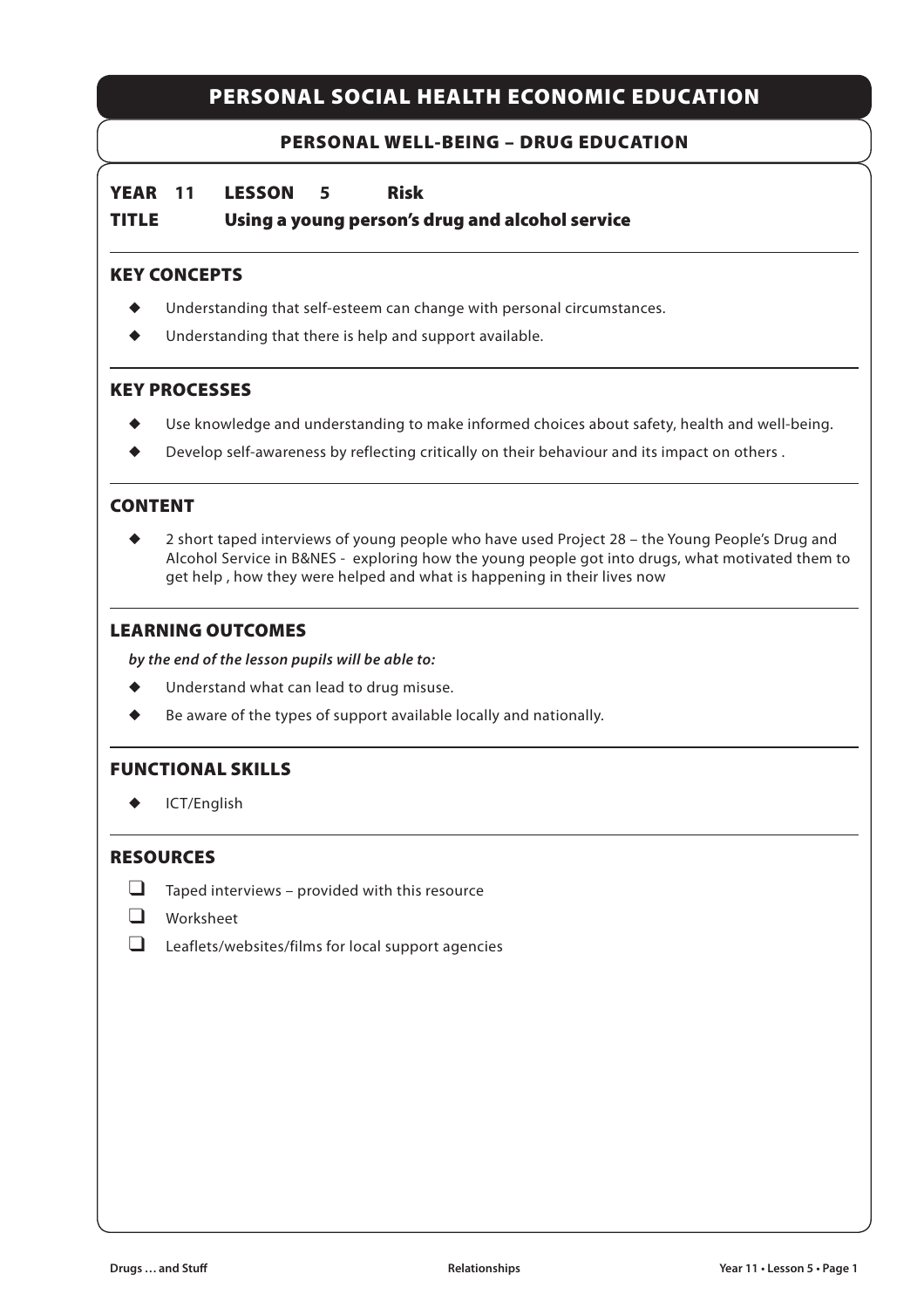# PERSONAL SOCIAL HEALTH ECONOMIC EDUCATION

## PERSONAL WELL-BEING – DRUG EDUCATION

**YEAR 11 LESSON 5 Risk**

**TITLE Using a young person's drug and alcohol service**

### KEY CONCEPTS

- Understanding that self-esteem can change with personal circumstances.
- Understanding that there is help and support available.

### KEY PROCESSES

- Use knowledge and understanding to make informed choices about safety, health and well-being.
- Develop self-awareness by reflecting critically on their behaviour and its impact on others .

### CONTENT

- 2 short taped interviews of young people who have used Project 28 – the Young People's Drug and Alcohol Service in B&NES - exploring how the young people got into drugs, what motivated them to get help , how they were helped and what is happening in their lives now

### LEARNING OUTCOMES

***by the end of the lesson pupils will be able to:***

- Understand what can lead to drug misuse.
- Be aware of the types of support available locally and nationally.

### FUNCTIONAL SKILLS

- ICT/English

### RESOURCES

- [ ] Taped interviews – provided with this resource
- [ ] Worksheet
- [ ] Leaflets/websites/films for local support agencies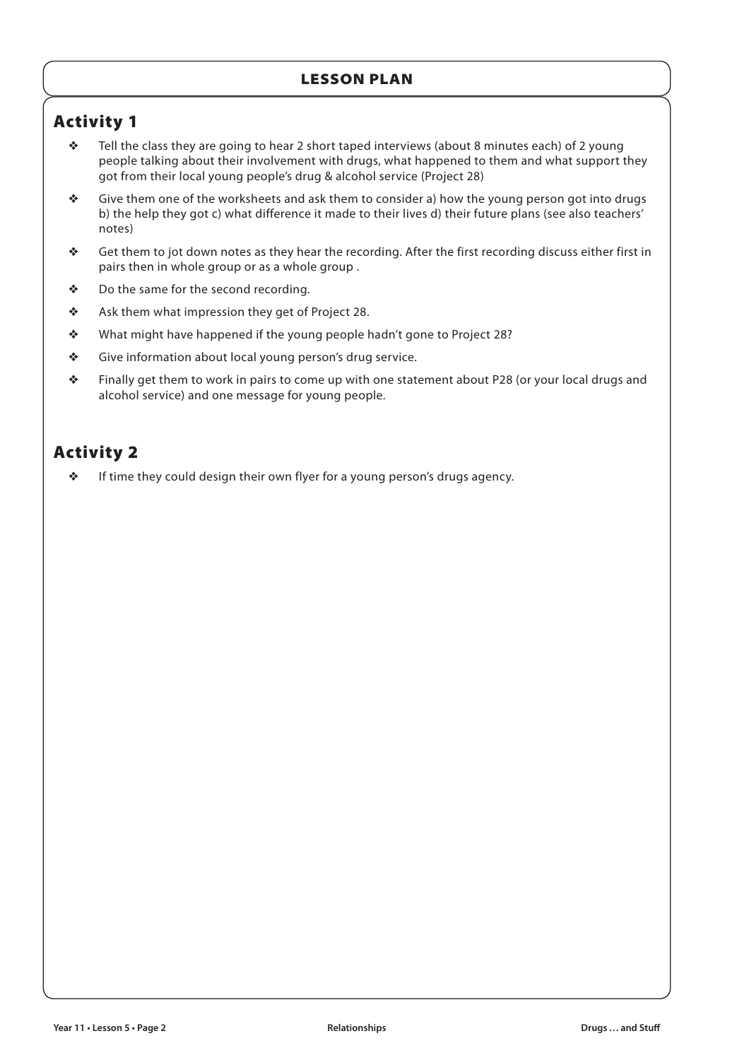## LESSON PLAN

## Activity 1

- Tell the class they are going to hear 2 short taped interviews (about 8 minutes each) of 2 young people talking about their involvement with drugs, what happened to them and what support they got from their local young people's drug & alcohol service (Project 28)
- Give them one of the worksheets and ask them to consider a) how the young person got into drugs b) the help they got c) what difference it made to their lives d) their future plans (see also teachers' notes)
- Get them to jot down notes as they hear the recording. After the first recording discuss either first in pairs then in whole group or as a whole group .
- Do the same for the second recording.
- Ask them what impression they get of Project 28.
- What might have happened if the young people hadn't gone to Project 28?
- Give information about local young person's drug service.
- Finally get them to work in pairs to come up with one statement about P28 (or your local drugs and alcohol service) and one message for young people.

## Activity 2

- If time they could design their own flyer for a young person's drugs agency.